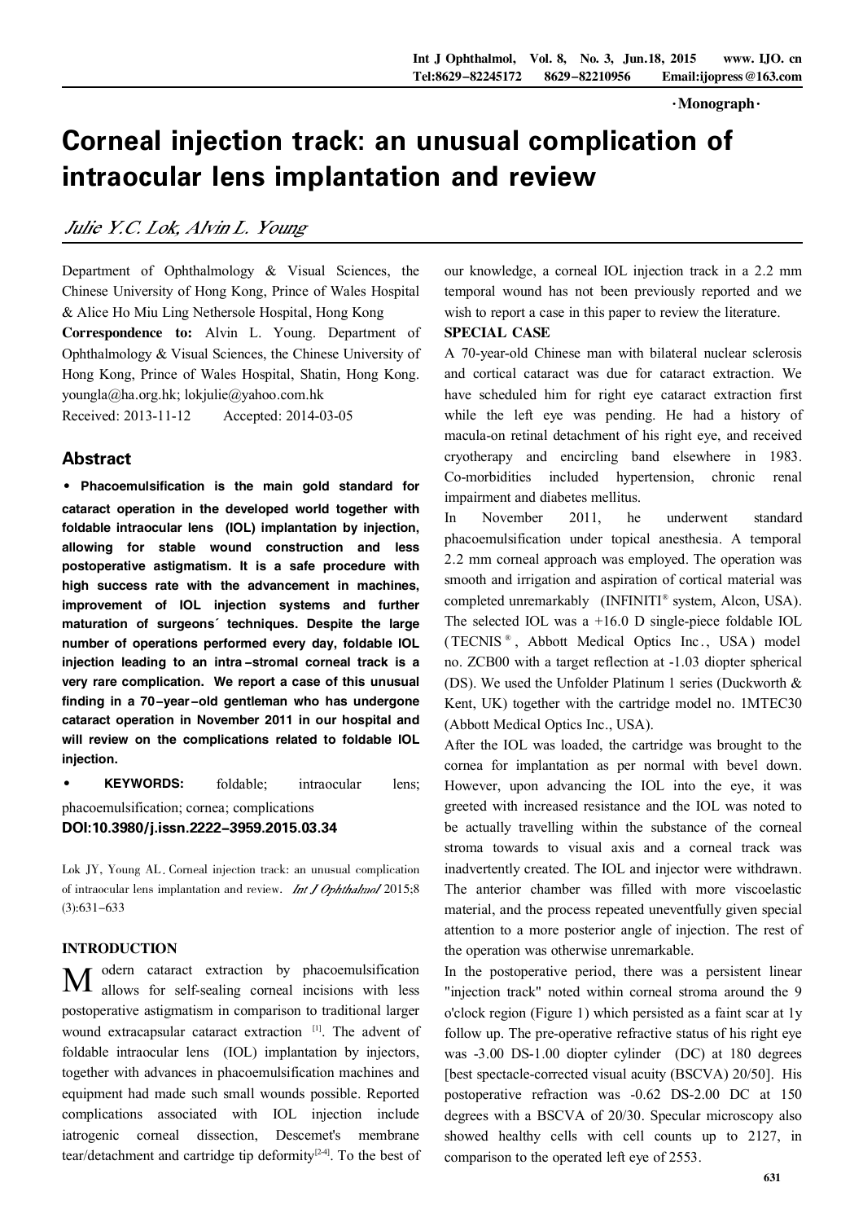·Monograph·

# Corneal injection track: an unusual complication of intraocular lens implantation and review

*Julie Y.C. Lok, Alvin L. Young*

Department of Ophthalmology & Visual Sciences, the Chinese University of Hong Kong, Prince of Wales Hospital & Alice Ho Miu Ling Nethersole Hospital, Hong Kong

**Correspondence to:** Alvin L. Young. Department of Ophthalmology & Visual Sciences, the Chinese University of Hong Kong, Prince of Wales Hospital, Shatin, Hong Kong. youngla@ha.org.hk; lokjulie@yahoo.com.hk

Received: 2013-11-12 Accepted: 2014-03-05

## Abstract

**• Phacoemulsification is the main gold standard for cataract operation in the developed world together with foldable intraocular lens (IOL) implantation by injection, allowing for stable wound construction and less postoperative astigmatism. It is a safe procedure with high success rate with the advancement in machines, improvement of IOL injection systems and further maturation of surgeons´ techniques. Despite the large number of operations performed every day, foldable IOL injection leading to an intra-stromal corneal track is a very rare complication. We report a case of this unusual finding in a 70-year-old gentleman who has undergone cataract operation in November 2011 in our hospital and will review on the complications related to foldable IOL injection.**

• **KEYWORDS:** foldable; intraocular lens; phacoemulsification; cornea; complications

**DOI:10.3980/j.issn.2222-3959.2015.03.34**

Lok JY, Young AL. Corneal injection track: an unusual complication of intraocular lens implantation and review. *Int J Ophthalmol* 2015;8(3):631-633

## INTRODUCTION

Modern cataract extraction by phacoemulsification allows for self-sealing corneal incisions with less postoperative astigmatism in comparison to traditional larger wound extracapsular cataract extraction [1]. The advent of foldable intraocular lens (IOL) implantation by injectors, together with advances in phacoemulsification machines and equipment had made such small wounds possible. Reported complications associated with IOL injection include iatrogenic corneal dissection, Descemet's membrane tear/detachment and cartridge tip deformity[2-4]. To the best of our knowledge, a corneal IOL injection track in a 2.2 mm temporal wound has not been previously reported and we wish to report a case in this paper to review the literature.

## SPECIAL CASE

A 70-year-old Chinese man with bilateral nuclear sclerosis and cortical cataract was due for cataract extraction. We have scheduled him for right eye cataract extraction first while the left eye was pending. He had a history of macula-on retinal detachment of his right eye, and received cryotherapy and encircling band elsewhere in 1983. Co-morbidities included hypertension, chronic renal impairment and diabetes mellitus.

In November 2011, he underwent standard phacoemulsification under topical anesthesia. A temporal 2.2 mm corneal approach was employed. The operation was smooth and irrigation and aspiration of cortical material was completed unremarkably (INFINITI® system, Alcon, USA). The selected IOL was a +16.0 D single-piece foldable IOL (TECNIS®, Abbott Medical Optics Inc., USA) model no. ZCB00 with a target reflection at -1.03 diopter spherical (DS). We used the Unfolder Platinum 1 series (Duckworth & Kent, UK) together with the cartridge model no. 1MTEC30 (Abbott Medical Optics Inc., USA).

After the IOL was loaded, the cartridge was brought to the cornea for implantation as per normal with bevel down. However, upon advancing the IOL into the eye, it was greeted with increased resistance and the IOL was noted to be actually travelling within the substance of the corneal stroma towards to visual axis and a corneal track was inadvertently created. The IOL and injector were withdrawn. The anterior chamber was filled with more viscoelastic material, and the process repeated uneventfully given special attention to a more posterior angle of injection. The rest of the operation was otherwise unremarkable.

In the postoperative period, there was a persistent linear "injection track" noted within corneal stroma around the 9 o'clock region (Figure 1) which persisted as a faint scar at 1y follow up. The pre-operative refractive status of his right eye was -3.00 DS-1.00 diopter cylinder (DC) at 180 degrees [best spectacle-corrected visual acuity (BSCVA) 20/50]. His postoperative refraction was -0.62 DS-2.00 DC at 150 degrees with a BSCVA of 20/30. Specular microscopy also showed healthy cells with cell counts up to 2127, in comparison to the operated left eye of 2553.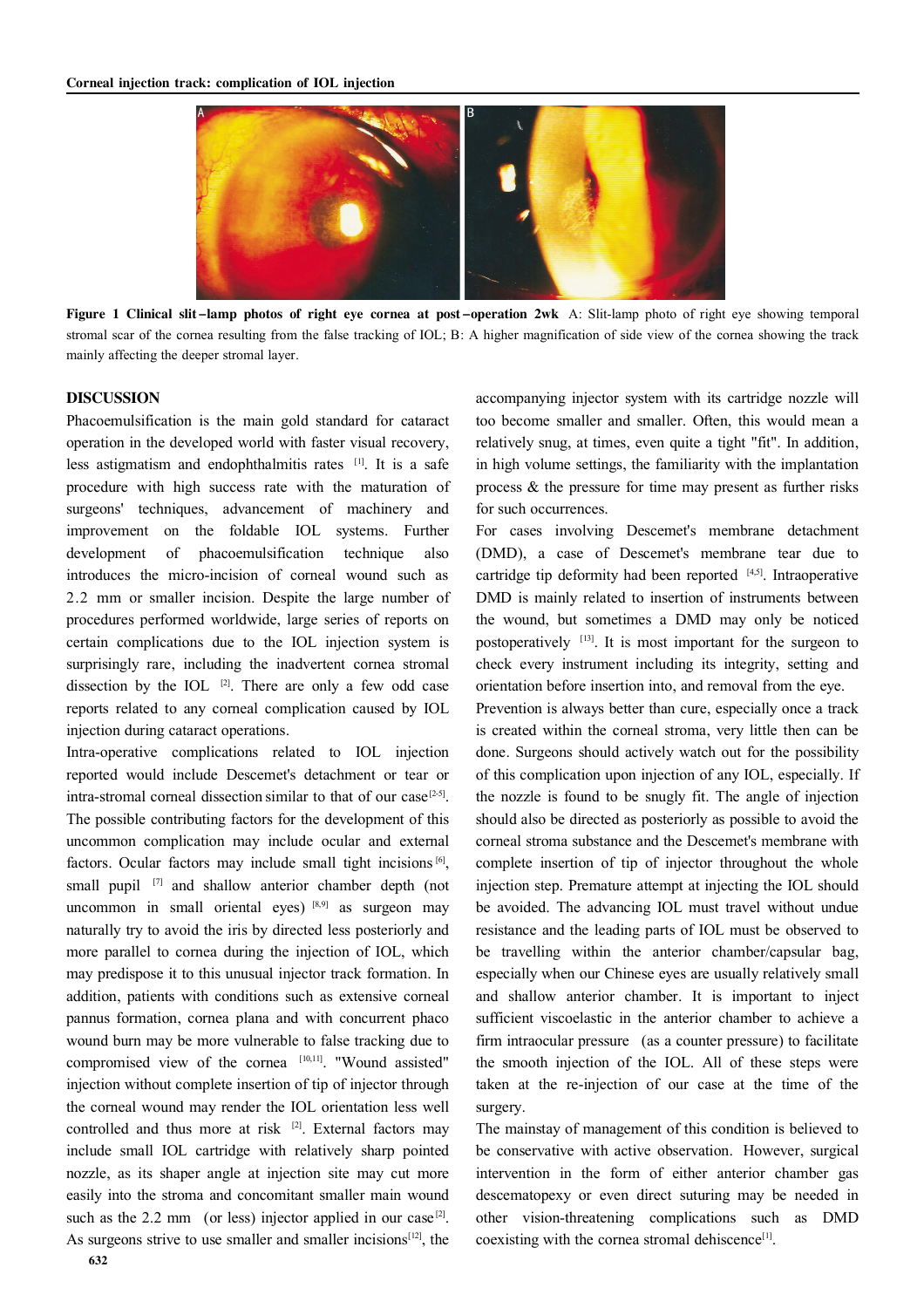**Figure 1 Clinical slit-lamp photos of right eye cornea at post-operation 2wk** A: Slit-lamp photo of right eye showing temporal stromal scar of the cornea resulting from the false tracking of IOL; B: A higher magnification of side view of the cornea showing the track mainly affecting the deeper stromal layer.

## DISCUSSION

Phacoemulsification is the main gold standard for cataract operation in the developed world with faster visual recovery, less astigmatism and endophthalmitis rates [1]. It is a safe procedure with high success rate with the maturation of surgeons' techniques, advancement of machinery and improvement on the foldable IOL systems. Further development of phacoemulsification technique also introduces the micro-incision of corneal wound such as 2.2 mm or smaller incision. Despite the large number of procedures performed worldwide, large series of reports on certain complications due to the IOL injection system is surprisingly rare, including the inadvertent anterior cornea stromal dissection by the IOL [2]. There are only a few odd case reports related to any corneal complication caused by IOL injection during cataract operations.

Intra-operative complications related to IOL injection reported would include Descemet's detachment or tear or intra-stromal corneal dissection similar to that of our case[2-5]. The possible contributing factors for the development of this uncommon complication may include ocular and external factors. Ocular factors may include small tight incisions[6], small pupil [7] and shallow anterior chamber depth (not uncommon in small oriental eyes) [8,9] as surgeon may naturally try to avoid the iris by directed less posteriorly and more parallel to cornea during the injection of IOL, which may predispose it to this unusual injector track formation. In addition, patients with conditions such as extensive corneal pannus formation, cornea plana and with concurrent phaco wound burn may be more vulnerable to false tracking due to compromised view of the cornea [10,11]. "Wound assisted" injection without complete insertion of tip of injector through the corneal wound may render the IOL orientation less well controlled and thus more at risk [2]. External factors may include small IOL cartridge with relatively sharp pointed nozzle, as its shaper angle at injection site may cut more easily into the stroma and concomitant smaller main wound such as the 2.2 mm (or less) injector applied in our case[2]. As surgeons strive to use smaller and smaller incisions[12], the accompanying injector system with its cartridge nozzle will too become smaller and smaller. Often, this would mean a relatively snug, at times, even quite a tight "fit". In addition, in high volume settings, the familiarity with the implantation process & the pressure for time may present as further risks for such occurrences.

For cases involving Descemet's membrane detachment (DMD), a case of Descemet's membrane tear due to cartridge tip deformity had been reported [4,5]. Intraoperative DMD is mainly related to insertion of instruments between the wound, but sometimes a DMD may only be noticed postoperatively [13]. It is most important for the surgeon to check every instrument including its integrity, setting and orientation before insertion into, and removal from the eye.

Prevention is always better than cure, especially once a track is created within the corneal stroma, very little then can be done. Surgeons should actively watch out for the possibility of this complication upon injection of any IOL, especially. If the nozzle is found to be snugly fit. The angle of injection should also be directed as posteriorly as possible to avoid the corneal stroma substance and the Descemet's membrane with complete insertion of tip of injector throughout the whole injection step. Premature attempt at injecting the IOL should be avoided. The advancing IOL must travel without undue resistance and the leading parts of IOL must be observed to be travelling within the anterior chamber/capsular bag, especially when our Chinese eyes are usually relatively small and shallow anterior chamber. It is important to inject sufficient viscoelastic in the anterior chamber to achieve a firm intraocular pressure (as a counter pressure) to facilitate the smooth injection of the IOL. All of these steps were taken at the re-injection of our case at the time of the surgery.

The mainstay of management of this condition is believed to be conservative with active observation. However, surgical intervention in the form of either anterior chamber gas descematopexy or even direct suturing may be needed in other vision-threatening complications such as DMD coexisting with the cornea stromal dehiscence[1].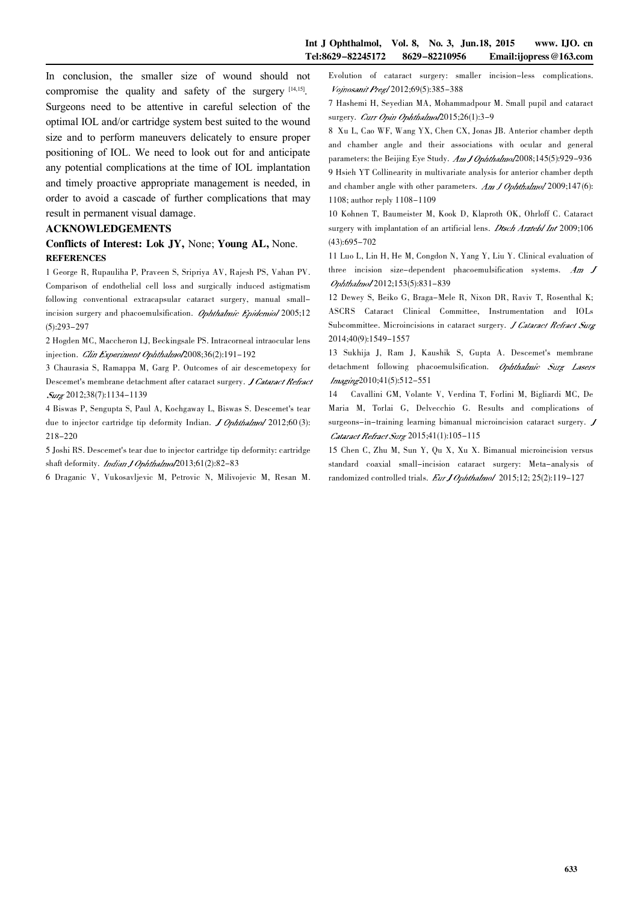In conclusion, the smaller size of wound should not compromise the quality and safety of the surgery [14,15]. Surgeons need to be attentive in careful selection of the optimal IOL and/or cartridge system best suited to the wound size and to perform maneuvers delicately to ensure proper positioning of IOL. We need to look out for and anticipate any potential complications at the time of IOL implantation and timely proactive appropriate management is needed, in order to avoid a cascade of further complications that may result in permanent visual damage.

## ACKNOWLEDGEMENTS

**Conflicts of Interest: Lok JY,** None; **Young AL,** None.

## REFERENCES

1 George R, Rupauliha P, Praveen S, Sripriya AV, Rajesh PS, Vahan PV. Comparison of endothelial cell loss and surgically induced astigmatism following conventional extracapsular cataract surgery, manual small-incision surgery and phacoemulsification. *Ophthalmic Epidemiol* 2005;12(5):293-297

2 Hogden MC, Maccheron LJ, Beckingsale PS. Intracorneal intraocular lens injection. *Clin Experiment Ophthalmol* 2008;36(2):191-192

3 Chaurasia S, Ramappa M, Garg P. Outcomes of air descemetopexy for Descemet's membrane detachment after cataract surgery. *J Cataract Refract Surg* 2012;38(7):1134-1139

4 Biswas P, Sengupta S, Paul A, Kochgaway L, Biswas S. Descemet's tear due to injector cartridge tip deformity Indian. *J Ophthalmol* 2012;60(3):218-220

5 Joshi RS. Descemet's tear due to injector cartridge tip deformity: cartridge shaft deformity. *Indian J Ophthalmol* 2013;61(2):82-83

6 Draganic V, Vukosavljevic M, Petrovic N, Milivojevic M, Resan M. Evolution of cataract surgery: smaller incision-less complications. *Vojnosanit Pregl* 2012;69(5):385-388

7 Hashemi H, Seyedian MA, Mohammadpour M. Small pupil and cataract surgery. *Curr Opin Ophthalmol* 2015;26(1):3-9

8 Xu L, Cao WF, Wang YX, Chen CX, Jonas JB. Anterior chamber depth and chamber angle and their associations with ocular and general parameters: the Beijing Eye Study. *Am J Ophthalmol* 2008;145(5):929-936

9 Hsieh YT Collinearity in multivariate analysis for anterior chamber depth and chamber angle with other parameters. *Am J Ophthalmol* 2009;147(6):1108; author reply 1108-1109

10 Kohnen T, Baumeister M, Kook D, Klaproth OK, Ohrloff C. Cataract surgery with implantation of an artificial lens. *Dtsch Arztebl Int* 2009;106(43):695-702

11 Luo L, Lin H, He M, Congdon N, Yang Y, Liu Y. Clinical evaluation of three incision size-dependent phacoemulsification systems. *Am J Ophthalmol* 2012;153(5):831-839

12 Dewey S, Beiko G, Braga-Mele R, Nixon DR, Raviv T, Rosenthal K; ASCRS Cataract Clinical Committee, Instrumentation and IOLs Subcommittee. Microincisions in cataract surgery. *J Cataract Refract Surg* 2014;40(9):1549-1557

13 Sukhija J, Ram J, Kaushik S, Gupta A. Descemet's membrane detachment following phacoemulsification. *Ophthalmic Surg Lasers Imaging* 2010;41(5):512-551

14 Cavallini GM, Volante V, Verdina T, Forlini M, Bigliardi MC, De Maria M, Torlai G, Delvecchio G. Results and complications of surgeons-in-training learning bimanual microincision cataract surgery. *J Cataract Refract Surg* 2015;41(1):105-115

15 Chen C, Zhu M, Sun Y, Qu X, Xu X. Bimanual microincision versus standard coaxial small-incision cataract surgery: Meta-analysis of randomized controlled trials. *Eur J Ophthalmol* 2015;12; 25(2):119-127